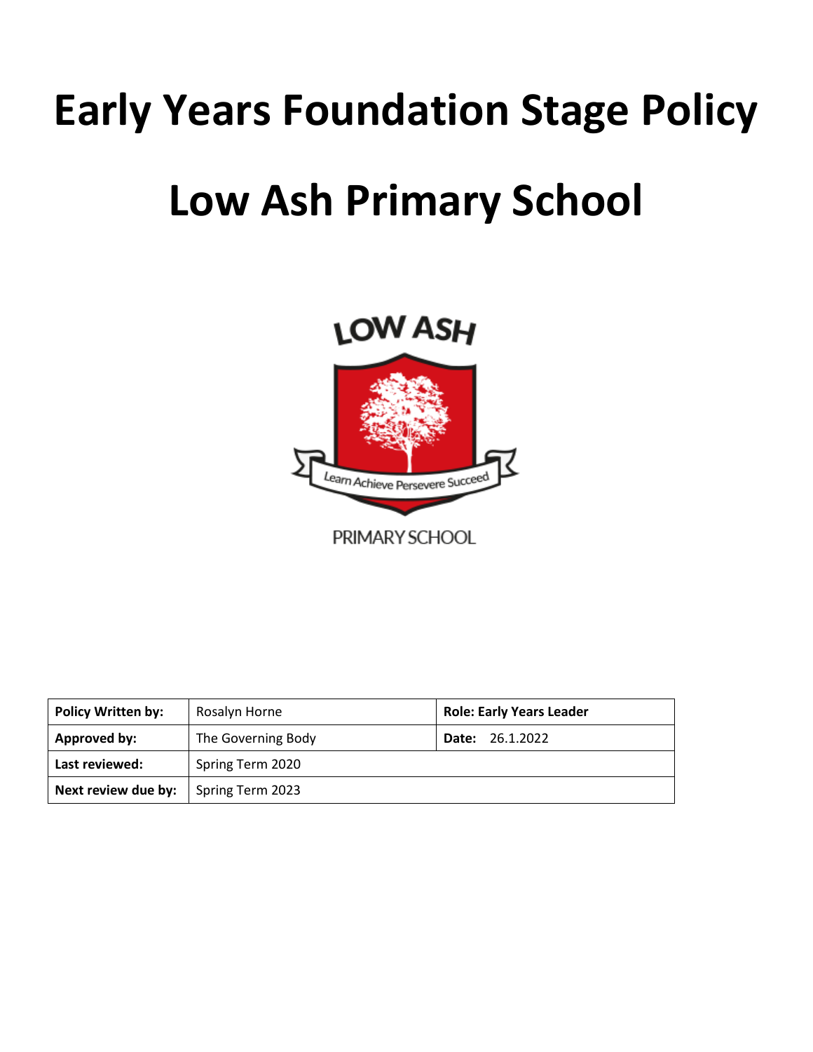# Early Years Foundation Stage Policy

# Low Ash Primary School

| Policy Written by: | Rosalyn Horne | Role: Early Years Leader |
|---|---|---|
| Approved by: | The Governing Body | Date: 26.1.2022 |
| Last reviewed: | Spring Term 2020 | |
| Next review due by: | Spring Term 2023 | |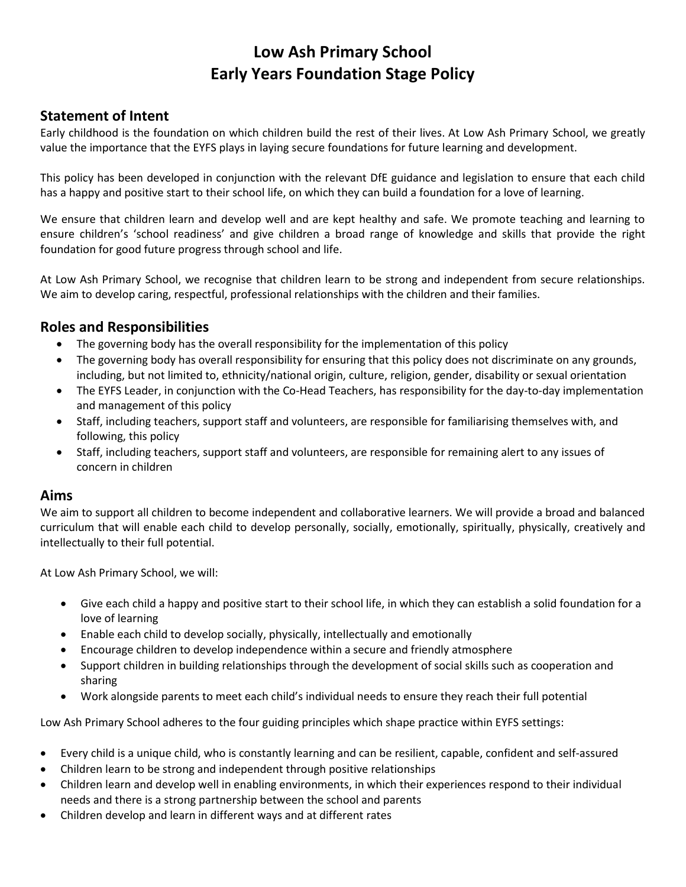# Low Ash Primary School
# Early Years Foundation Stage Policy

## Statement of Intent

Early childhood is the foundation on which children build the rest of their lives. At Low Ash Primary School, we greatly value the importance that the EYFS plays in laying secure foundations for future learning and development.

This policy has been developed in conjunction with the relevant DfE guidance and legislation to ensure that each child has a happy and positive start to their school life, on which they can build a foundation for a love of learning.

We ensure that children learn and develop well and are kept healthy and safe. We promote teaching and learning to ensure children's 'school readiness' and give children a broad range of knowledge and skills that provide the right foundation for good future progress through school and life.

At Low Ash Primary School, we recognise that children learn to be strong and independent from secure relationships. We aim to develop caring, respectful, professional relationships with the children and their families.

## Roles and Responsibilities

- The governing body has the overall responsibility for the implementation of this policy
- The governing body has overall responsibility for ensuring that this policy does not discriminate on any grounds, including, but not limited to, ethnicity/national origin, culture, religion, gender, disability or sexual orientation
- The EYFS Leader, in conjunction with the Co-Head Teachers, has responsibility for the day-to-day implementation and management of this policy
- Staff, including teachers, support staff and volunteers, are responsible for familiarising themselves with, and following, this policy
- Staff, including teachers, support staff and volunteers, are responsible for remaining alert to any issues of concern in children

## Aims

We aim to support all children to become independent and collaborative learners. We will provide a broad and balanced curriculum that will enable each child to develop personally, socially, emotionally, spiritually, physically, creatively and intellectually to their full potential.

At Low Ash Primary School, we will:

- Give each child a happy and positive start to their school life, in which they can establish a solid foundation for a love of learning
- Enable each child to develop socially, physically, intellectually and emotionally
- Encourage children to develop independence within a secure and friendly atmosphere
- Support children in building relationships through the development of social skills such as cooperation and sharing
- Work alongside parents to meet each child's individual needs to ensure they reach their full potential

Low Ash Primary School adheres to the four guiding principles which shape practice within EYFS settings:

- Every child is a unique child, who is constantly learning and can be resilient, capable, confident and self-assured
- Children learn to be strong and independent through positive relationships
- Children learn and develop well in enabling environments, in which their experiences respond to their individual needs and there is a strong partnership between the school and parents
- Children develop and learn in different ways and at different rates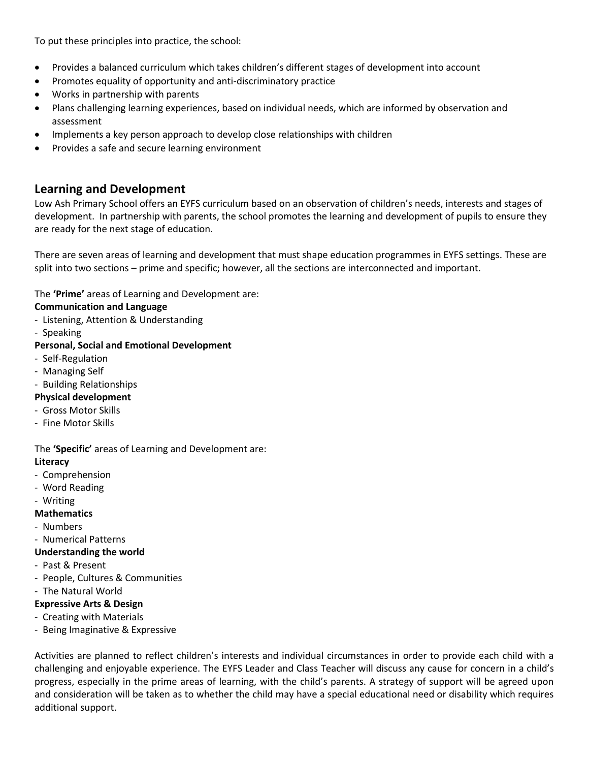To put these principles into practice, the school:

- Provides a balanced curriculum which takes children's different stages of development into account
- Promotes equality of opportunity and anti-discriminatory practice
- Works in partnership with parents
- Plans challenging learning experiences, based on individual needs, which are informed by observation and assessment
- Implements a key person approach to develop close relationships with children
- Provides a safe and secure learning environment

## Learning and Development

Low Ash Primary School offers an EYFS curriculum based on an observation of children's needs, interests and stages of development. In partnership with parents, the school promotes the learning and development of pupils to ensure they are ready for the next stage of education.

There are seven areas of learning and development that must shape education programmes in EYFS settings. These are split into two sections – prime and specific; however, all the sections are interconnected and important.

The **'Prime'** areas of Learning and Development are:

**Communication and Language**
- Listening, Attention & Understanding
- Speaking

**Personal, Social and Emotional Development**
- Self-Regulation
- Managing Self
- Building Relationships

**Physical development**
- Gross Motor Skills
- Fine Motor Skills

The **'Specific'** areas of Learning and Development are:

**Literacy**
- Comprehension
- Word Reading
- Writing

**Mathematics**
- Numbers
- Numerical Patterns

**Understanding the world**
- Past & Present
- People, Cultures & Communities
- The Natural World

**Expressive Arts & Design**
- Creating with Materials
- Being Imaginative & Expressive

Activities are planned to reflect children's interests and individual circumstances in order to provide each child with a challenging and enjoyable experience. The EYFS Leader and Class Teacher will discuss any cause for concern in a child's progress, especially in the prime areas of learning, with the child's parents. A strategy of support will be agreed upon and consideration will be taken as to whether the child may have a special educational need or disability which requires additional support.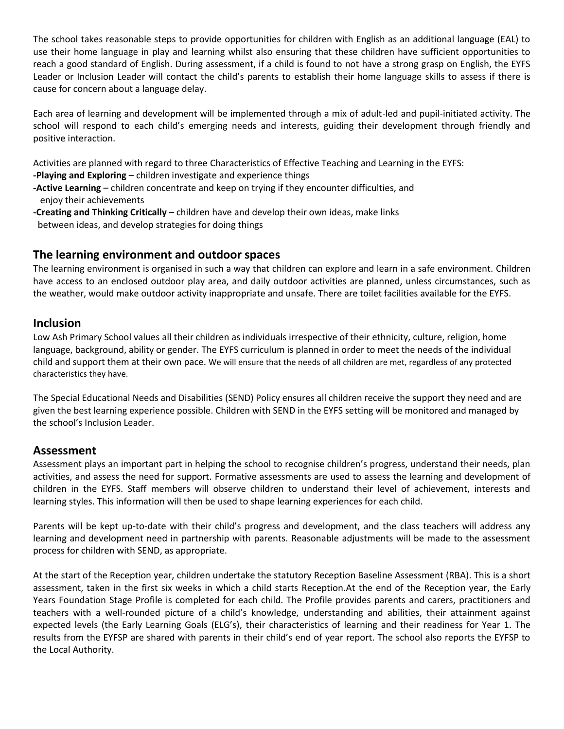The school takes reasonable steps to provide opportunities for children with English as an additional language (EAL) to use their home language in play and learning whilst also ensuring that these children have sufficient opportunities to reach a good standard of English. During assessment, if a child is found to not have a strong grasp on English, the EYFS Leader or Inclusion Leader will contact the child's parents to establish their home language skills to assess if there is cause for concern about a language delay.

Each area of learning and development will be implemented through a mix of adult-led and pupil-initiated activity. The school will respond to each child's emerging needs and interests, guiding their development through friendly and positive interaction.

Activities are planned with regard to three Characteristics of Effective Teaching and Learning in the EYFS:

- **Playing and Exploring** – children investigate and experience things
- **Active Learning** – children concentrate and keep on trying if they encounter difficulties, and enjoy their achievements
- **Creating and Thinking Critically** – children have and develop their own ideas, make links between ideas, and develop strategies for doing things

## The learning environment and outdoor spaces

The learning environment is organised in such a way that children can explore and learn in a safe environment. Children have access to an enclosed outdoor play area, and daily outdoor activities are planned, unless circumstances, such as the weather, would make outdoor activity inappropriate and unsafe. There are toilet facilities available for the EYFS.

## Inclusion

Low Ash Primary School values all their children as individuals irrespective of their ethnicity, culture, religion, home language, background, ability or gender. The EYFS curriculum is planned in order to meet the needs of the individual child and support them at their own pace. We will ensure that the needs of all children are met, regardless of any protected characteristics they have.

The Special Educational Needs and Disabilities (SEND) Policy ensures all children receive the support they need and are given the best learning experience possible. Children with SEND in the EYFS setting will be monitored and managed by the school's Inclusion Leader.

## Assessment

Assessment plays an important part in helping the school to recognise children's progress, understand their needs, plan activities, and assess the need for support. Formative assessments are used to assess the learning and development of children in the EYFS. Staff members will observe children to understand their level of achievement, interests and learning styles. This information will then be used to shape learning experiences for each child.

Parents will be kept up-to-date with their child's progress and development, and the class teachers will address any learning and development need in partnership with parents. Reasonable adjustments will be made to the assessment process for children with SEND, as appropriate.

At the start of the Reception year, children undertake the statutory Reception Baseline Assessment (RBA). This is a short assessment, taken in the first six weeks in which a child starts Reception.At the end of the Reception year, the Early Years Foundation Stage Profile is completed for each child. The Profile provides parents and carers, practitioners and teachers with a well-rounded picture of a child's knowledge, understanding and abilities, their attainment against expected levels (the Early Learning Goals (ELG's), their characteristics of learning and their readiness for Year 1. The results from the EYFSP are shared with parents in their child's end of year report. The school also reports the EYFSP to the Local Authority.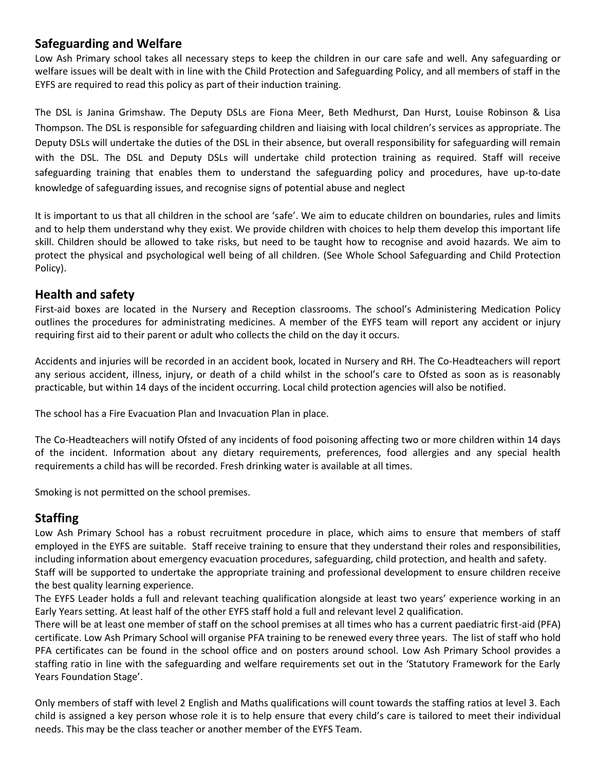## Safeguarding and Welfare

Low Ash Primary school takes all necessary steps to keep the children in our care safe and well. Any safeguarding or welfare issues will be dealt with in line with the Child Protection and Safeguarding Policy, and all members of staff in the EYFS are required to read this policy as part of their induction training.

The DSL is Janina Grimshaw. The Deputy DSLs are Fiona Meer, Beth Medhurst, Dan Hurst, Louise Robinson & Lisa Thompson. The DSL is responsible for safeguarding children and liaising with local children's services as appropriate. The Deputy DSLs will undertake the duties of the DSL in their absence, but overall responsibility for safeguarding will remain with the DSL. The DSL and Deputy DSLs will undertake child protection training as required. Staff will receive safeguarding training that enables them to understand the safeguarding policy and procedures, have up-to-date knowledge of safeguarding issues, and recognise signs of potential abuse and neglect

It is important to us that all children in the school are 'safe'. We aim to educate children on boundaries, rules and limits and to help them understand why they exist. We provide children with choices to help them develop this important life skill. Children should be allowed to take risks, but need to be taught how to recognise and avoid hazards. We aim to protect the physical and psychological well being of all children. (See Whole School Safeguarding and Child Protection Policy).

## Health and safety

First-aid boxes are located in the Nursery and Reception classrooms. The school's Administering Medication Policy outlines the procedures for administrating medicines. A member of the EYFS team will report any accident or injury requiring first aid to their parent or adult who collects the child on the day it occurs.

Accidents and injuries will be recorded in an accident book, located in Nursery and RH. The Co-Headteachers will report any serious accident, illness, injury, or death of a child whilst in the school's care to Ofsted as soon as is reasonably practicable, but within 14 days of the incident occurring. Local child protection agencies will also be notified.

The school has a Fire Evacuation Plan and Invacuation Plan in place.

The Co-Headteachers will notify Ofsted of any incidents of food poisoning affecting two or more children within 14 days of the incident. Information about any dietary requirements, preferences, food allergies and any special health requirements a child has will be recorded. Fresh drinking water is available at all times.

Smoking is not permitted on the school premises.

## Staffing

Low Ash Primary School has a robust recruitment procedure in place, which aims to ensure that members of staff employed in the EYFS are suitable. Staff receive training to ensure that they understand their roles and responsibilities, including information about emergency evacuation procedures, safeguarding, child protection, and health and safety.

Staff will be supported to undertake the appropriate training and professional development to ensure children receive the best quality learning experience.

The EYFS Leader holds a full and relevant teaching qualification alongside at least two years' experience working in an Early Years setting. At least half of the other EYFS staff hold a full and relevant level 2 qualification.

There will be at least one member of staff on the school premises at all times who has a current paediatric first-aid (PFA) certificate. Low Ash Primary School will organise PFA training to be renewed every three years. The list of staff who hold PFA certificates can be found in the school office and on posters around school. Low Ash Primary School provides a staffing ratio in line with the safeguarding and welfare requirements set out in the 'Statutory Framework for the Early Years Foundation Stage'.

Only members of staff with level 2 English and Maths qualifications will count towards the staffing ratios at level 3. Each child is assigned a key person whose role it is to help ensure that every child's care is tailored to meet their individual needs. This may be the class teacher or another member of the EYFS Team.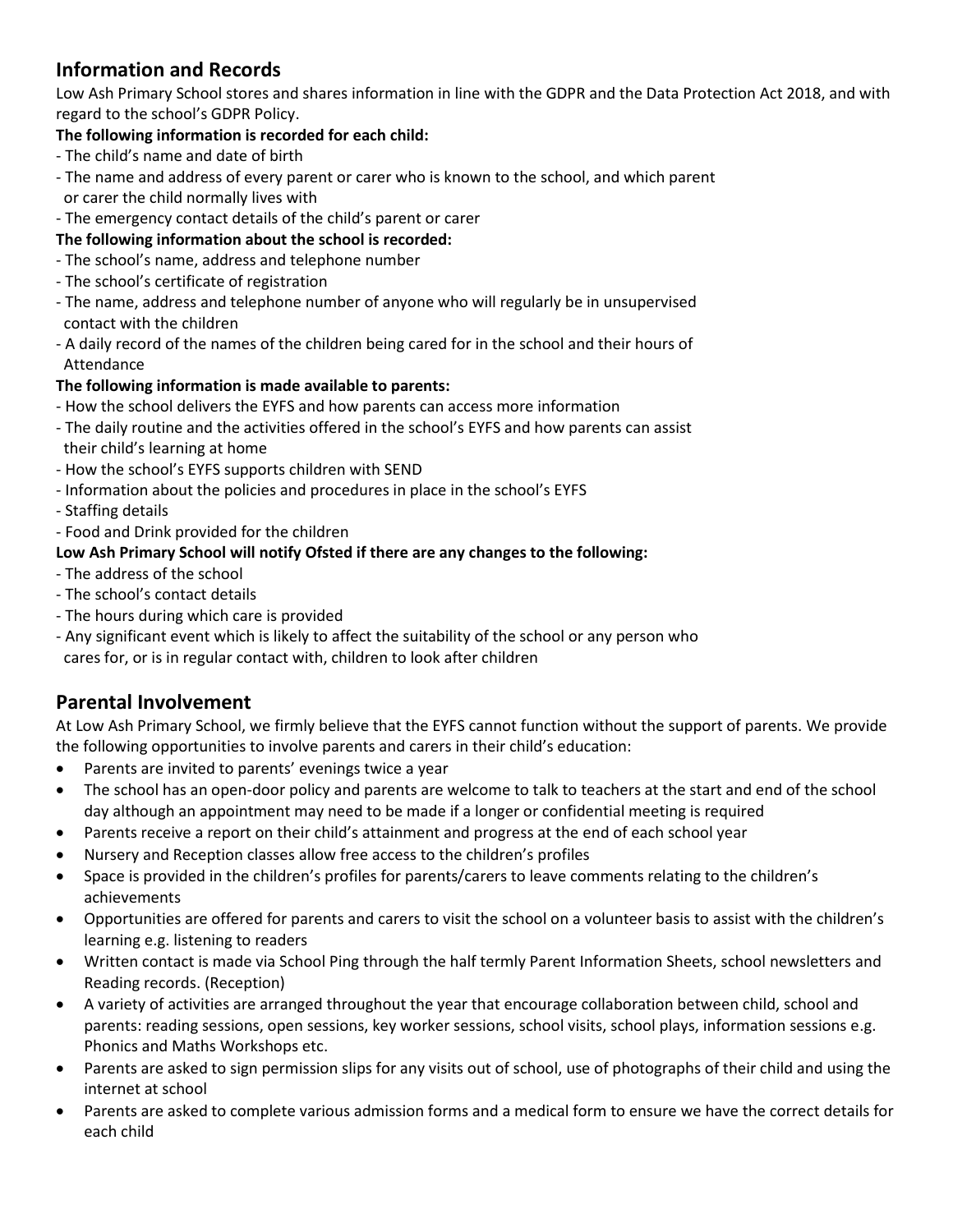## Information and Records

Low Ash Primary School stores and shares information in line with the GDPR and the Data Protection Act 2018, and with regard to the school's GDPR Policy.

**The following information is recorded for each child:**

- The child's name and date of birth
- The name and address of every parent or carer who is known to the school, and which parent or carer the child normally lives with
- The emergency contact details of the child's parent or carer

**The following information about the school is recorded:**

- The school's name, address and telephone number
- The school's certificate of registration
- The name, address and telephone number of anyone who will regularly be in unsupervised contact with the children
- A daily record of the names of the children being cared for in the school and their hours of Attendance

**The following information is made available to parents:**

- How the school delivers the EYFS and how parents can access more information
- The daily routine and the activities offered in the school's EYFS and how parents can assist their child's learning at home
- How the school's EYFS supports children with SEND
- Information about the policies and procedures in place in the school's EYFS
- Staffing details
- Food and Drink provided for the children

**Low Ash Primary School will notify Ofsted if there are any changes to the following:**

- The address of the school
- The school's contact details
- The hours during which care is provided
- Any significant event which is likely to affect the suitability of the school or any person who cares for, or is in regular contact with, children to look after children

## Parental Involvement

At Low Ash Primary School, we firmly believe that the EYFS cannot function without the support of parents. We provide the following opportunities to involve parents and carers in their child's education:

- Parents are invited to parents' evenings twice a year
- The school has an open-door policy and parents are welcome to talk to teachers at the start and end of the school day although an appointment may need to be made if a longer or confidential meeting is required
- Parents receive a report on their child's attainment and progress at the end of each school year
- Nursery and Reception classes allow free access to the children's profiles
- Space is provided in the children's profiles for parents/carers to leave comments relating to the children's achievements
- Opportunities are offered for parents and carers to visit the school on a volunteer basis to assist with the children's learning e.g. listening to readers
- Written contact is made via School Ping through the half termly Parent Information Sheets, school newsletters and Reading records. (Reception)
- A variety of activities are arranged throughout the year that encourage collaboration between child, school and parents: reading sessions, open sessions, key worker sessions, school visits, school plays, information sessions e.g. Phonics and Maths Workshops etc.
- Parents are asked to sign permission slips for any visits out of school, use of photographs of their child and using the internet at school
- Parents are asked to complete various admission forms and a medical form to ensure we have the correct details for each child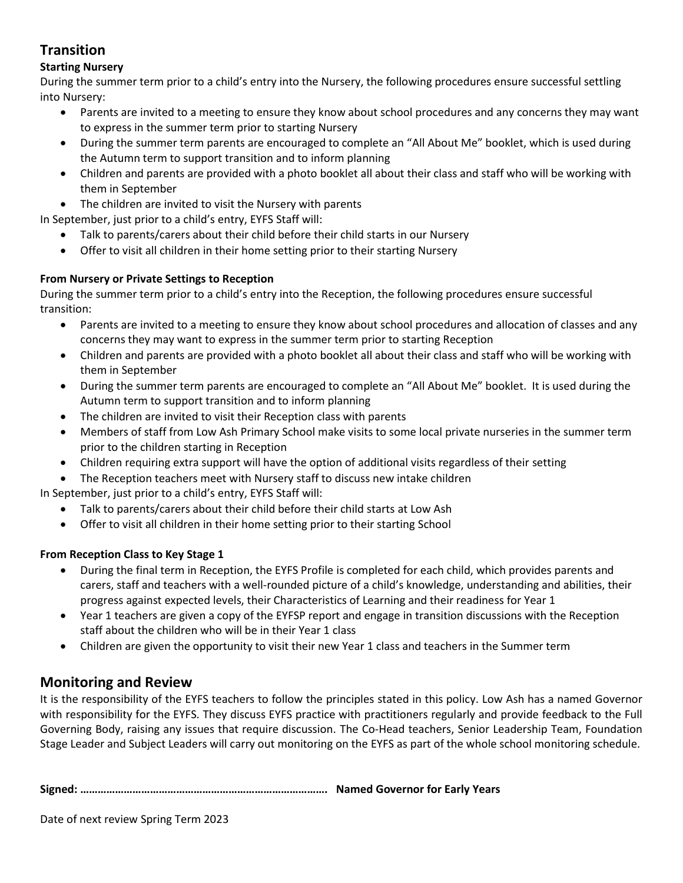## Transition

### Starting Nursery

During the summer term prior to a child's entry into the Nursery, the following procedures ensure successful settling into Nursery:

- Parents are invited to a meeting to ensure they know about school procedures and any concerns they may want to express in the summer term prior to starting Nursery
- During the summer term parents are encouraged to complete an "All About Me" booklet, which is used during the Autumn term to support transition and to inform planning
- Children and parents are provided with a photo booklet all about their class and staff who will be working with them in September
- The children are invited to visit the Nursery with parents

In September, just prior to a child's entry, EYFS Staff will:

- Talk to parents/carers about their child before their child starts in our Nursery
- Offer to visit all children in their home setting prior to their starting Nursery

### From Nursery or Private Settings to Reception

During the summer term prior to a child's entry into the Reception, the following procedures ensure successful transition:

- Parents are invited to a meeting to ensure they know about school procedures and allocation of classes and any concerns they may want to express in the summer term prior to starting Reception
- Children and parents are provided with a photo booklet all about their class and staff who will be working with them in September
- During the summer term parents are encouraged to complete an "All About Me" booklet. It is used during the Autumn term to support transition and to inform planning
- The children are invited to visit their Reception class with parents
- Members of staff from Low Ash Primary School make visits to some local private nurseries in the summer term prior to the children starting in Reception
- Children requiring extra support will have the option of additional visits regardless of their setting
- The Reception teachers meet with Nursery staff to discuss new intake children

In September, just prior to a child's entry, EYFS Staff will:

- Talk to parents/carers about their child before their child starts at Low Ash
- Offer to visit all children in their home setting prior to their starting School

### From Reception Class to Key Stage 1

- During the final term in Reception, the EYFS Profile is completed for each child, which provides parents and carers, staff and teachers with a well-rounded picture of a child's knowledge, understanding and abilities, their progress against expected levels, their Characteristics of Learning and their readiness for Year 1
- Year 1 teachers are given a copy of the EYFSP report and engage in transition discussions with the Reception staff about the children who will be in their Year 1 class
- Children are given the opportunity to visit their new Year 1 class and teachers in the Summer term

## Monitoring and Review

It is the responsibility of the EYFS teachers to follow the principles stated in this policy. Low Ash has a named Governor with responsibility for the EYFS. They discuss EYFS practice with practitioners regularly and provide feedback to the Full Governing Body, raising any issues that require discussion. The Co-Head teachers, Senior Leadership Team, Foundation Stage Leader and Subject Leaders will carry out monitoring on the EYFS as part of the whole school monitoring schedule.

**Signed: ………………………………………………………………………… Named Governor for Early Years**

Date of next review Spring Term 2023